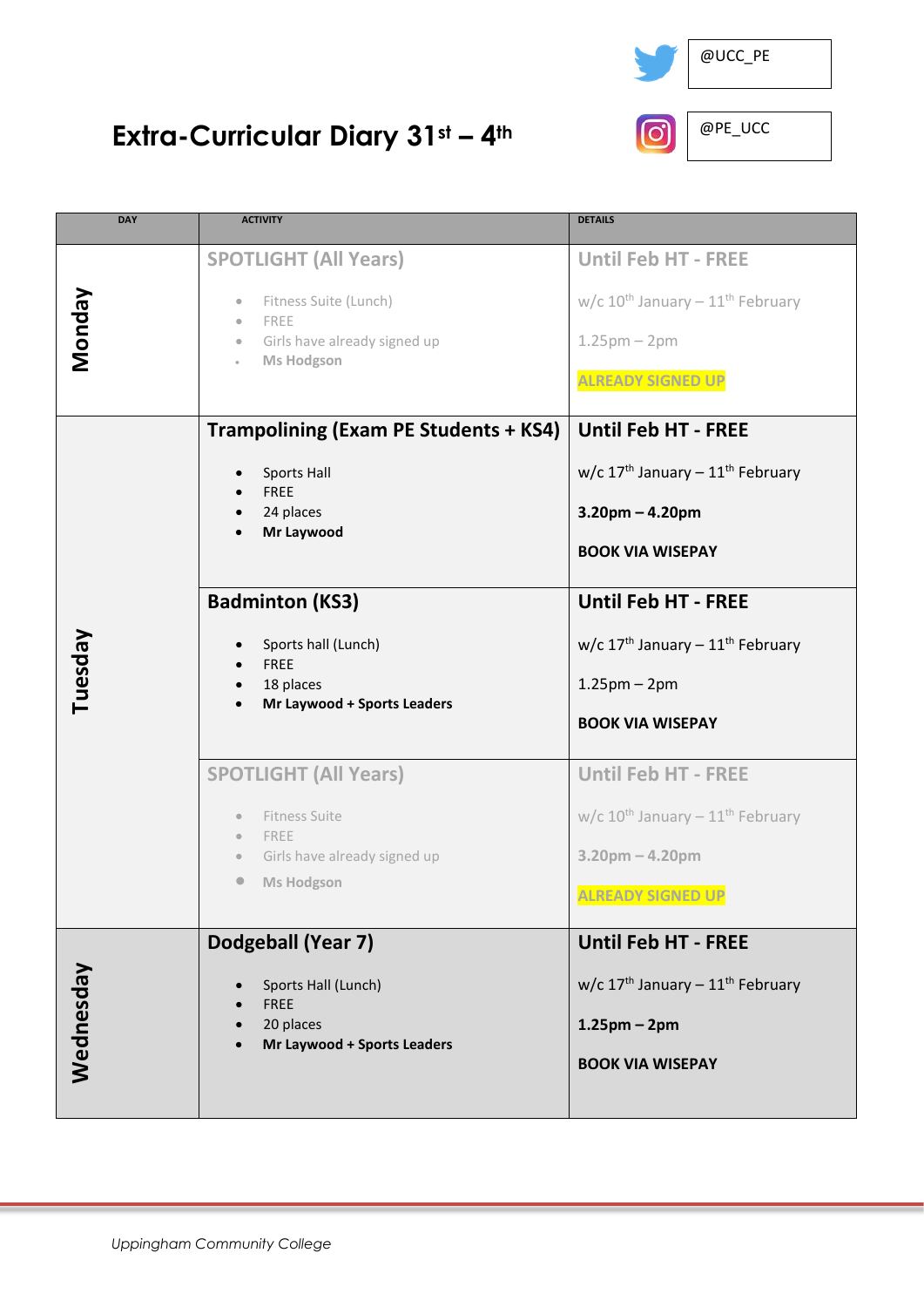# Extra-Curricular Diary 31st – 4th

@UCC_PE

@PE_UCC

| DAY | ACTIVITY | DETAILS |
|---|---|---|
| Monday | SPOTLIGHT (All Years)<br>• Fitness Suite (Lunch)<br>• FREE<br>• Girls have already signed up<br>• **Ms Hodgson** | Until Feb HT - FREE<br>w/c 10th January – 11th February<br>1.25pm – 2pm<br>ALREADY SIGNED UP |
| Tuesday | **Trampolining (Exam PE Students + KS4)**<br>• Sports Hall<br>• FREE<br>• 24 places<br>• **Mr Laywood** | **Until Feb HT - FREE**<br>w/c 17th January – 11th February<br>**3.20pm – 4.20pm**<br>**BOOK VIA WISEPAY** |
| | **Badminton (KS3)**<br>• Sports hall (Lunch)<br>• FREE<br>• 18 places<br>• **Mr Laywood + Sports Leaders** | **Until Feb HT - FREE**<br>w/c 17th January – 11th February<br>1.25pm – 2pm<br>**BOOK VIA WISEPAY** |
| | SPOTLIGHT (All Years)<br>• Fitness Suite<br>• FREE<br>• Girls have already signed up<br>• **Ms Hodgson** | Until Feb HT - FREE<br>w/c 10th January – 11th February<br>**3.20pm – 4.20pm**<br>ALREADY SIGNED UP |
| Wednesday | **Dodgeball (Year 7)**<br>• Sports Hall (Lunch)<br>• FREE<br>• 20 places<br>• **Mr Laywood + Sports Leaders** | **Until Feb HT - FREE**<br>w/c 17th January – 11th February<br>**1.25pm – 2pm**<br>**BOOK VIA WISEPAY** |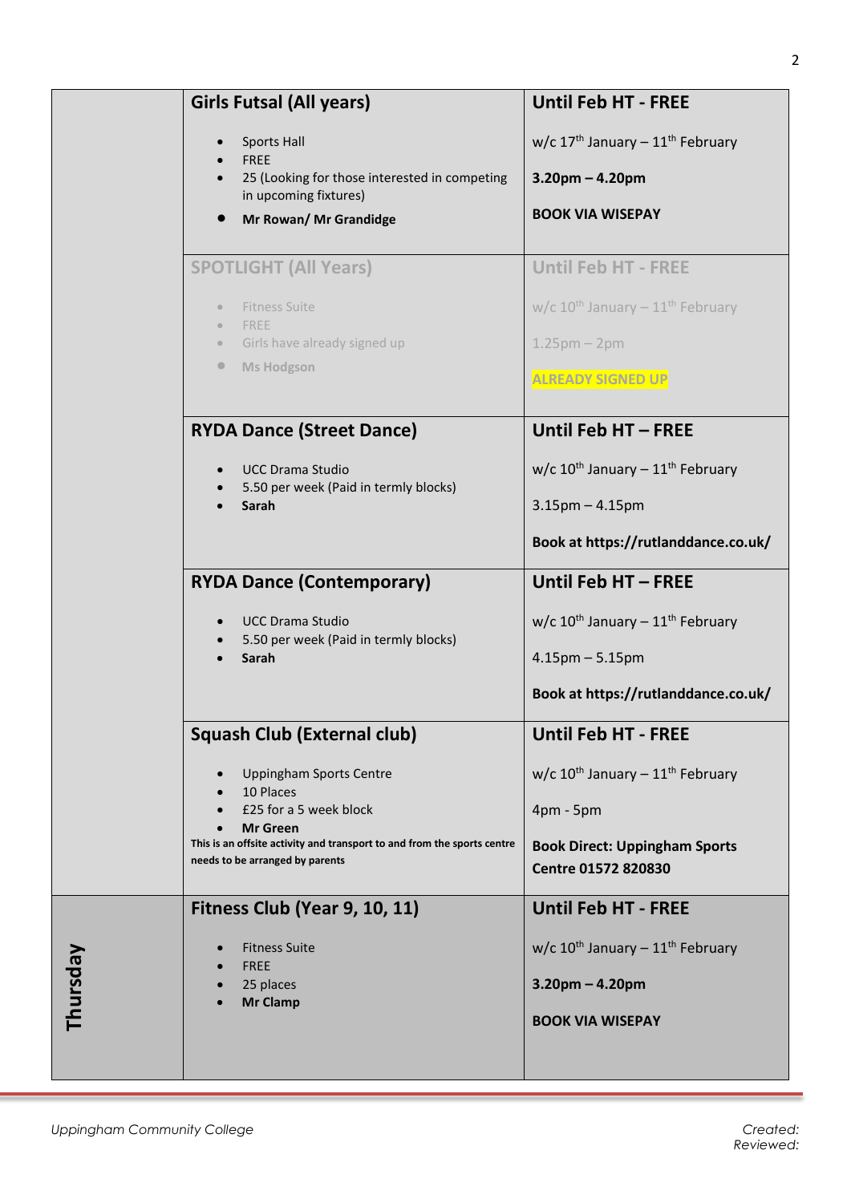| Day | Activity | Details |
| --- | --- | --- |
| | **Girls Futsal (All years)**<br>• Sports Hall<br>• FREE<br>• 25 (Looking for those interested in competing in upcoming fixtures)<br>• **Mr Rowan/ Mr Grandidge** | **Until Feb HT - FREE**<br>w/c 17th January – 11th February<br>**3.20pm – 4.20pm**<br>**BOOK VIA WISEPAY** |
| | **SPOTLIGHT (All Years)**<br>• Fitness Suite<br>• FREE<br>• Girls have already signed up<br>• **Ms Hodgson** | **Until Feb HT - FREE**<br>w/c 10th January – 11th February<br>1.25pm – 2pm<br>**ALREADY SIGNED UP** |
| | **RYDA Dance (Street Dance)**<br>• UCC Drama Studio<br>• 5.50 per week (Paid in termly blocks)<br>• **Sarah** | **Until Feb HT – FREE**<br>w/c 10th January – 11th February<br>3.15pm – 4.15pm<br>**Book at https://rutlanddance.co.uk/** |
| | **RYDA Dance (Contemporary)**<br>• UCC Drama Studio<br>• 5.50 per week (Paid in termly blocks)<br>• **Sarah** | **Until Feb HT – FREE**<br>w/c 10th January – 11th February<br>4.15pm – 5.15pm<br>**Book at https://rutlanddance.co.uk/** |
| | **Squash Club (External club)**<br>• Uppingham Sports Centre<br>• 10 Places<br>• £25 for a 5 week block<br>• **Mr Green**<br>**This is an offsite activity and transport to and from the sports centre needs to be arranged by parents** | **Until Feb HT - FREE**<br>w/c 10th January – 11th February<br>4pm - 5pm<br>**Book Direct: Uppingham Sports Centre 01572 820830** |
| **Thursday** | **Fitness Club (Year 9, 10, 11)**<br>• Fitness Suite<br>• FREE<br>• 25 places<br>• **Mr Clamp** | **Until Feb HT - FREE**<br>w/c 10th January – 11th February<br>**3.20pm – 4.20pm**<br>**BOOK VIA WISEPAY** |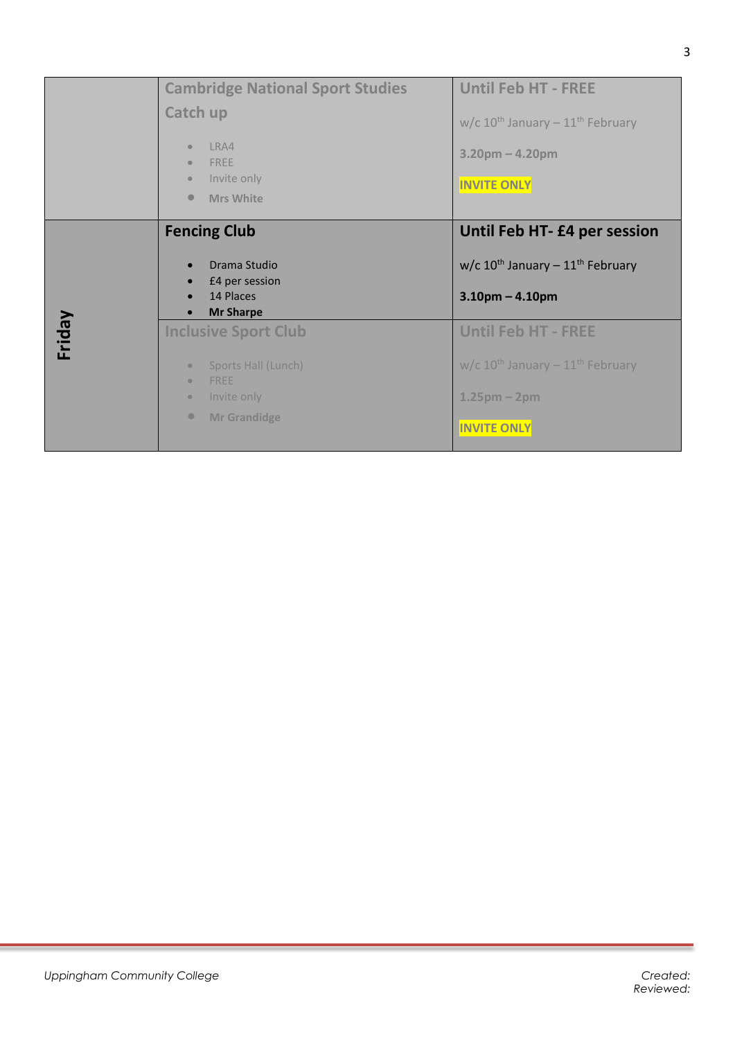| | | |
|---|---|---|
| | **Cambridge National Sport Studies Catch up**<br>• LRA4<br>• FREE<br>• Invite only<br>• **Mrs White** | **Until Feb HT - FREE**<br>w/c 10th January – 11th February<br>**3.20pm – 4.20pm**<br>**INVITE ONLY** |
| **Friday** | **Fencing Club**<br>• Drama Studio<br>• £4 per session<br>• 14 Places<br>• **Mr Sharpe** | **Until Feb HT- £4 per session**<br>w/c 10th January – 11th February<br>**3.10pm – 4.10pm** |
| | **Inclusive Sport Club**<br>• Sports Hall (Lunch)<br>• FREE<br>• Invite only<br>• **Mr Grandidge** | **Until Feb HT - FREE**<br>w/c 10th January – 11th February<br>**1.25pm – 2pm**<br>**INVITE ONLY** |